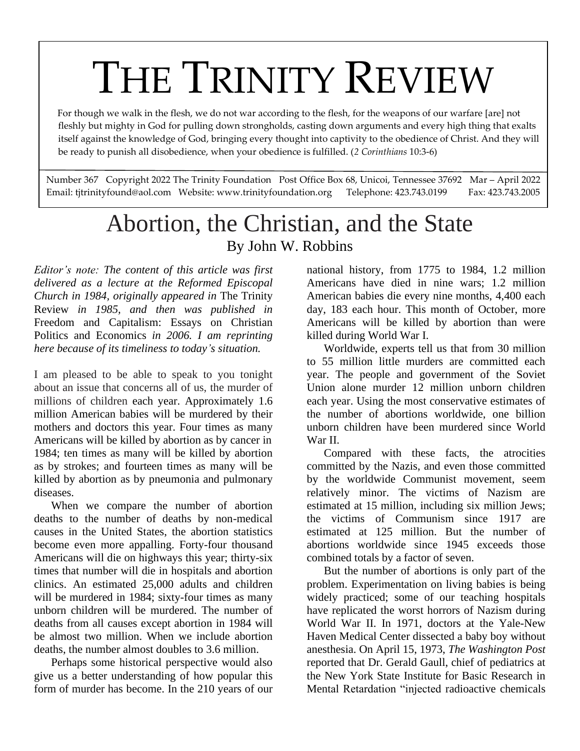# THE TRINITY REVIEW

For though we walk in the flesh, we do not war according to the flesh, for the weapons of our warfare [are] not fleshly but mighty in God for pulling down strongholds, casting down arguments and every high thing that exalts itself against the knowledge of God, bringing every thought into captivity to the obedience of Christ. And they will be ready to punish all disobedience, when your obedience is fulfilled. (*2 Corinthians* 10:3-6)

Number 367 Copyright 2022 The Trinity Foundation Post Office Box 68, Unicoi, Tennessee 37692 Mar – April 2022
Email: tjtrinityfound@aol.com Website: www.trinityfoundation.org Telephone: 423.743.0199 Fax: 423.743.2005

## Abortion, the Christian, and the State

### By John W. Robbins

*Editor's note: The content of this article was first delivered as a lecture at the Reformed Episcopal Church in 1984, originally appeared in* The Trinity Review *in 1985, and then was published in* Freedom and Capitalism: Essays on Christian Politics and Economics *in 2006. I am reprinting here because of its timeliness to today's situation.*

I am pleased to be able to speak to you tonight about an issue that concerns all of us, the murder of millions of children each year. Approximately 1.6 million American babies will be murdered by their mothers and doctors this year. Four times as many Americans will be killed by abortion as by cancer in 1984; ten times as many will be killed by abortion as by strokes; and fourteen times as many will be killed by abortion as by pneumonia and pulmonary diseases.

When we compare the number of abortion deaths to the number of deaths by non-medical causes in the United States, the abortion statistics become even more appalling. Forty-four thousand Americans will die on highways this year; thirty-six times that number will die in hospitals and abortion clinics. An estimated 25,000 adults and children will be murdered in 1984; sixty-four times as many unborn children will be murdered. The number of deaths from all causes except abortion in 1984 will be almost two million. When we include abortion deaths, the number almost doubles to 3.6 million.

Perhaps some historical perspective would also give us a better understanding of how popular this form of murder has become. In the 210 years of our national history, from 1775 to 1984, 1.2 million Americans have died in nine wars; 1.2 million American babies die every nine months, 4,400 each day, 183 each hour. This month of October, more Americans will be killed by abortion than were killed during World War I.

Worldwide, experts tell us that from 30 million to 55 million little murders are committed each year. The people and government of the Soviet Union alone murder 12 million unborn children each year. Using the most conservative estimates of the number of abortions worldwide, one billion unborn children have been murdered since World War II.

Compared with these facts, the atrocities committed by the Nazis, and even those committed by the worldwide Communist movement, seem relatively minor. The victims of Nazism are estimated at 15 million, including six million Jews; the victims of Communism since 1917 are estimated at 125 million. But the number of abortions worldwide since 1945 exceeds those combined totals by a factor of seven.

But the number of abortions is only part of the problem. Experimentation on living babies is being widely practiced; some of our teaching hospitals have replicated the worst horrors of Nazism during World War II. In 1971, doctors at the Yale-New Haven Medical Center dissected a baby boy without anesthesia. On April 15, 1973, *The Washington Post* reported that Dr. Gerald Gaull, chief of pediatrics at the New York State Institute for Basic Research in Mental Retardation "injected radioactive chemicals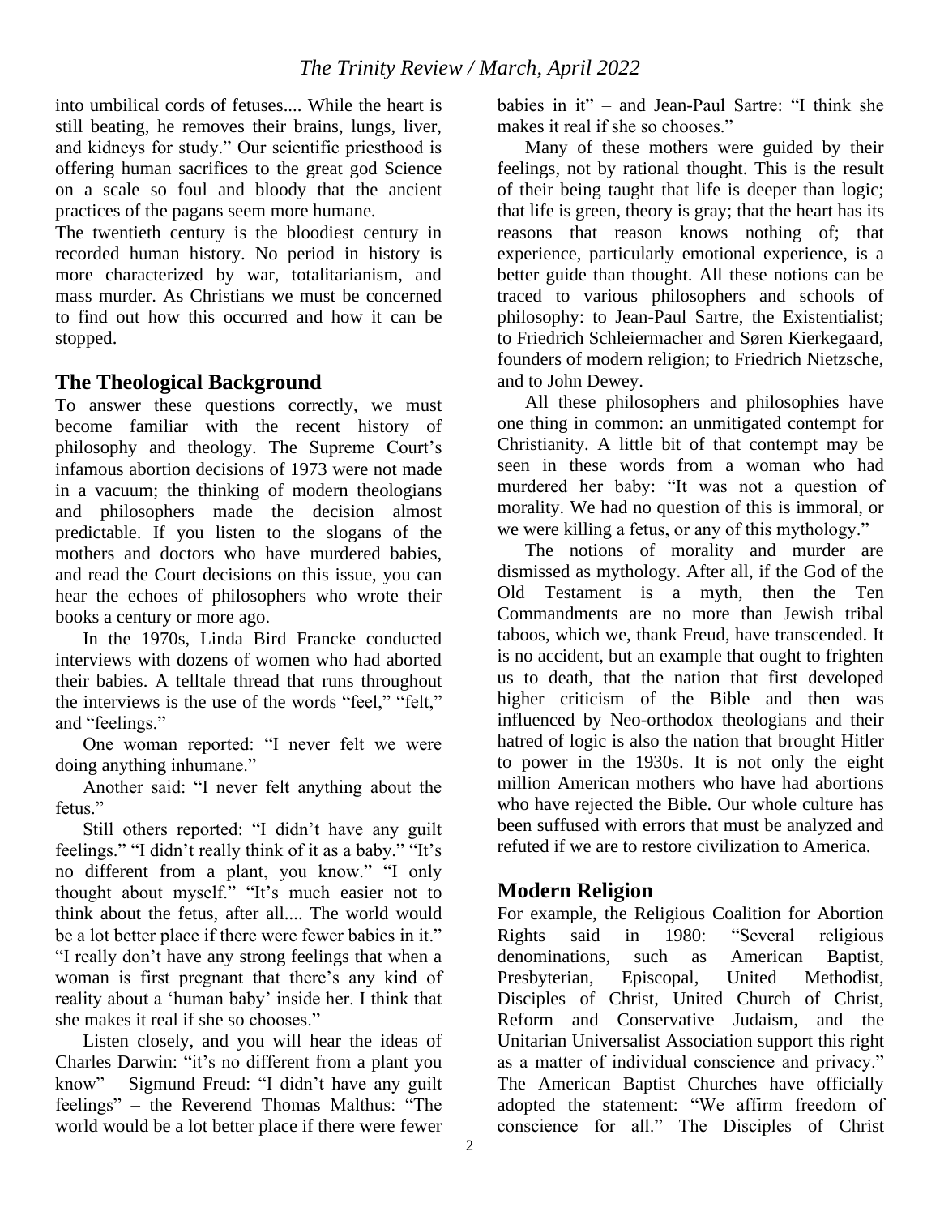into umbilical cords of fetuses.... While the heart is still beating, he removes their brains, lungs, liver, and kidneys for study." Our scientific priesthood is offering human sacrifices to the great god Science on a scale so foul and bloody that the ancient practices of the pagans seem more humane.

The twentieth century is the bloodiest century in recorded human history. No period in history is more characterized by war, totalitarianism, and mass murder. As Christians we must be concerned to find out how this occurred and how it can be stopped.

## The Theological Background

To answer these questions correctly, we must become familiar with the recent history of philosophy and theology. The Supreme Court's infamous abortion decisions of 1973 were not made in a vacuum; the thinking of modern theologians and philosophers made the decision almost predictable. If you listen to the slogans of the mothers and doctors who have murdered babies, and read the Court decisions on this issue, you can hear the echoes of philosophers who wrote their books a century or more ago.

In the 1970s, Linda Bird Francke conducted interviews with dozens of women who had aborted their babies. A telltale thread that runs throughout the interviews is the use of the words "feel," "felt," and "feelings."

One woman reported: "I never felt we were doing anything inhumane."

Another said: "I never felt anything about the fetus."

Still others reported: "I didn't have any guilt feelings." "I didn't really think of it as a baby." "It's no different from a plant, you know." "I only thought about myself." "It's much easier not to think about the fetus, after all.... The world would be a lot better place if there were fewer babies in it." "I really don't have any strong feelings that when a woman is first pregnant that there's any kind of reality about a 'human baby' inside her. I think that she makes it real if she so chooses."

Listen closely, and you will hear the ideas of Charles Darwin: "it's no different from a plant you know" – Sigmund Freud: "I didn't have any guilt feelings" – the Reverend Thomas Malthus: "The world would be a lot better place if there were fewer babies in it" – and Jean-Paul Sartre: "I think she makes it real if she so chooses."

Many of these mothers were guided by their feelings, not by rational thought. This is the result of their being taught that life is deeper than logic; that life is green, theory is gray; that the heart has its reasons that reason knows nothing of; that experience, particularly emotional experience, is a better guide than thought. All these notions can be traced to various philosophers and schools of philosophy: to Jean-Paul Sartre, the Existentialist; to Friedrich Schleiermacher and Søren Kierkegaard, founders of modern religion; to Friedrich Nietzsche, and to John Dewey.

All these philosophers and philosophies have one thing in common: an unmitigated contempt for Christianity. A little bit of that contempt may be seen in these words from a woman who had murdered her baby: "It was not a question of morality. We had no question of this is immoral, or we were killing a fetus, or any of this mythology."

The notions of morality and murder are dismissed as mythology. After all, if the God of the Old Testament is a myth, then the Ten Commandments are no more than Jewish tribal taboos, which we, thank Freud, have transcended. It is no accident, but an example that ought to frighten us to death, that the nation that first developed higher criticism of the Bible and then was influenced by Neo-orthodox theologians and their hatred of logic is also the nation that brought Hitler to power in the 1930s. It is not only the eight million American mothers who have had abortions who have rejected the Bible. Our whole culture has been suffused with errors that must be analyzed and refuted if we are to restore civilization to America.

## Modern Religion

For example, the Religious Coalition for Abortion Rights said in 1980: "Several religious denominations, such as American Baptist, Presbyterian, Episcopal, United Methodist, Disciples of Christ, United Church of Christ, Reform and Conservative Judaism, and the Unitarian Universalist Association support this right as a matter of individual conscience and privacy." The American Baptist Churches have officially adopted the statement: "We affirm freedom of conscience for all." The Disciples of Christ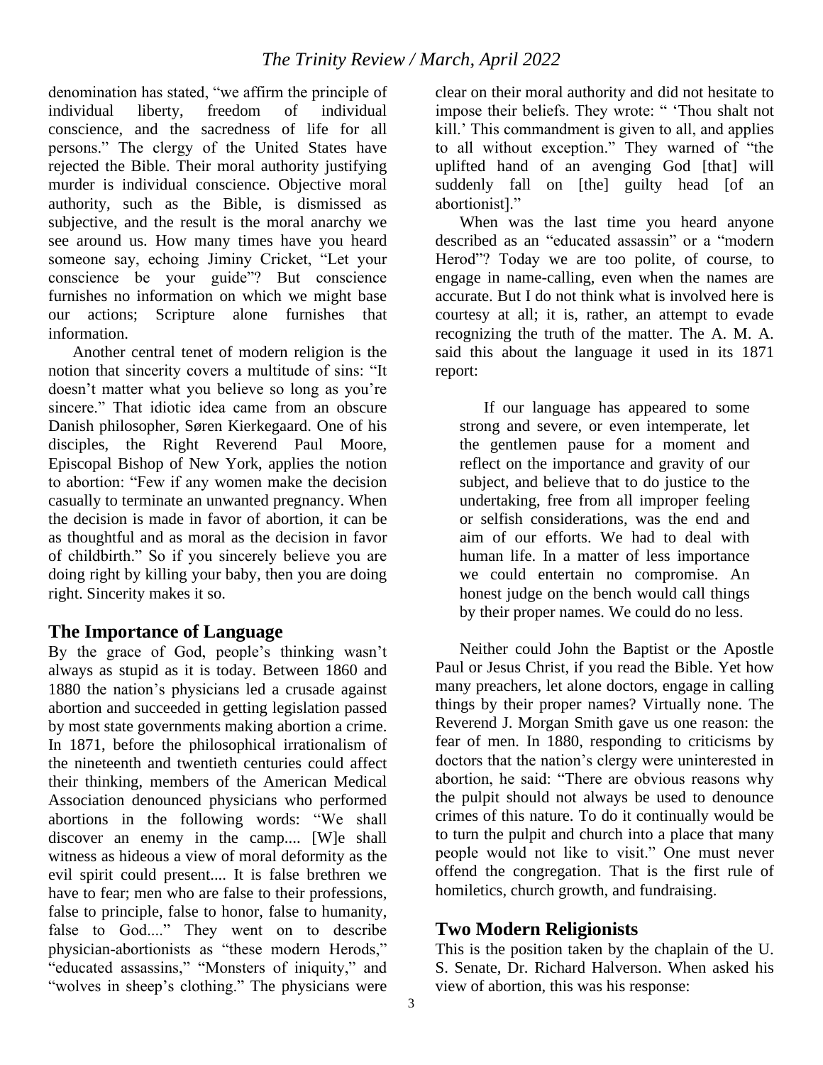denomination has stated, "we affirm the principle of individual liberty, freedom of individual conscience, and the sacredness of life for all persons." The clergy of the United States have rejected the Bible. Their moral authority justifying murder is individual conscience. Objective moral authority, such as the Bible, is dismissed as subjective, and the result is the moral anarchy we see around us. How many times have you heard someone say, echoing Jiminy Cricket, "Let your conscience be your guide"? But conscience furnishes no information on which we might base our actions; Scripture alone furnishes that information.

Another central tenet of modern religion is the notion that sincerity covers a multitude of sins: "It doesn't matter what you believe so long as you're sincere." That idiotic idea came from an obscure Danish philosopher, Søren Kierkegaard. One of his disciples, the Right Reverend Paul Moore, Episcopal Bishop of New York, applies the notion to abortion: "Few if any women make the decision casually to terminate an unwanted pregnancy. When the decision is made in favor of abortion, it can be as thoughtful and as moral as the decision in favor of childbirth." So if you sincerely believe you are doing right by killing your baby, then you are doing right. Sincerity makes it so.

## The Importance of Language

By the grace of God, people's thinking wasn't always as stupid as it is today. Between 1860 and 1880 the nation's physicians led a crusade against abortion and succeeded in getting legislation passed by most state governments making abortion a crime. In 1871, before the philosophical irrationalism of the nineteenth and twentieth centuries could affect their thinking, members of the American Medical Association denounced physicians who performed abortions in the following words: "We shall discover an enemy in the camp.... [W]e shall witness as hideous a view of moral deformity as the evil spirit could present.... It is false brethren we have to fear; men who are false to their professions, false to principle, false to honor, false to humanity, false to God...." They went on to describe physician-abortionists as "these modern Herods," "educated assassins," "Monsters of iniquity," and "wolves in sheep's clothing." The physicians were clear on their moral authority and did not hesitate to impose their beliefs. They wrote: " 'Thou shalt not kill.' This commandment is given to all, and applies to all without exception." They warned of "the uplifted hand of an avenging God [that] will suddenly fall on [the] guilty head [of an abortionist]."

When was the last time you heard anyone described as an "educated assassin" or a "modern Herod"? Today we are too polite, of course, to engage in name-calling, even when the names are accurate. But I do not think what is involved here is courtesy at all; it is, rather, an attempt to evade recognizing the truth of the matter. The A. M. A. said this about the language it used in its 1871 report:

> If our language has appeared to some strong and severe, or even intemperate, let the gentlemen pause for a moment and reflect on the importance and gravity of our subject, and believe that to do justice to the undertaking, free from all improper feeling or selfish considerations, was the end and aim of our efforts. We had to deal with human life. In a matter of less importance we could entertain no compromise. An honest judge on the bench would call things by their proper names. We could do no less.

Neither could John the Baptist or the Apostle Paul or Jesus Christ, if you read the Bible. Yet how many preachers, let alone doctors, engage in calling things by their proper names? Virtually none. The Reverend J. Morgan Smith gave us one reason: the fear of men. In 1880, responding to criticisms by doctors that the nation's clergy were uninterested in abortion, he said: "There are obvious reasons why the pulpit should not always be used to denounce crimes of this nature. To do it continually would be to turn the pulpit and church into a place that many people would not like to visit." One must never offend the congregation. That is the first rule of homiletics, church growth, and fundraising.

## Two Modern Religionists

This is the position taken by the chaplain of the U. S. Senate, Dr. Richard Halverson. When asked his view of abortion, this was his response: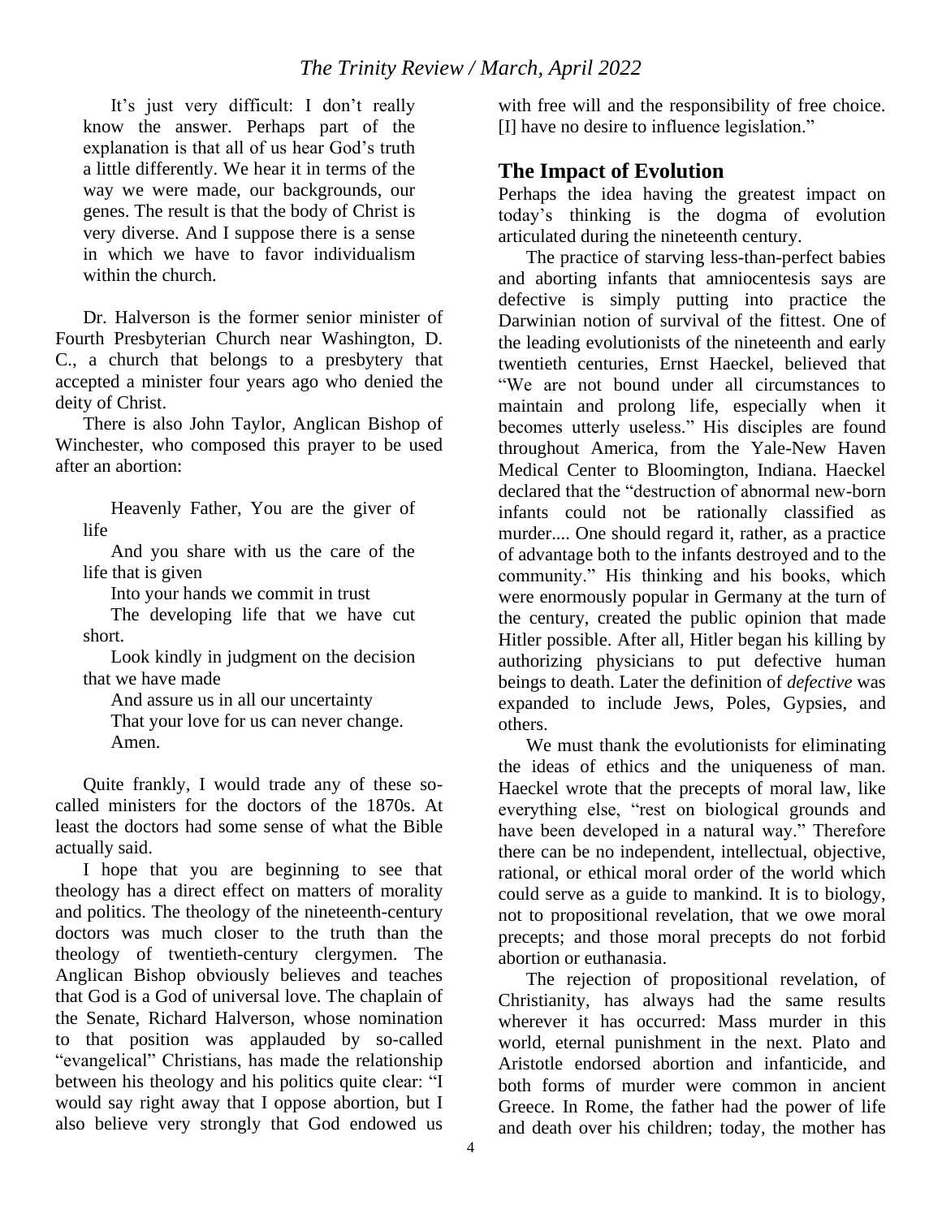It's just very difficult: I don't really know the answer. Perhaps part of the explanation is that all of us hear God's truth a little differently. We hear it in terms of the way we were made, our backgrounds, our genes. The result is that the body of Christ is very diverse. And I suppose there is a sense in which we have to favor individualism within the church.

Dr. Halverson is the former senior minister of Fourth Presbyterian Church near Washington, D. C., a church that belongs to a presbytery that accepted a minister four years ago who denied the deity of Christ.

There is also John Taylor, Anglican Bishop of Winchester, who composed this prayer to be used after an abortion:

> Heavenly Father, You are the giver of life
> And you share with us the care of the life that is given
> Into your hands we commit in trust
> The developing life that we have cut short.
> Look kindly in judgment on the decision that we have made
> And assure us in all our uncertainty
> That your love for us can never change.
> Amen.

Quite frankly, I would trade any of these so-called ministers for the doctors of the 1870s. At least the doctors had some sense of what the Bible actually said.

I hope that you are beginning to see that theology has a direct effect on matters of morality and politics. The theology of the nineteenth-century doctors was much closer to the truth than the theology of twentieth-century clergymen. The Anglican Bishop obviously believes and teaches that God is a God of universal love. The chaplain of the Senate, Richard Halverson, whose nomination to that position was applauded by so-called "evangelical" Christians, has made the relationship between his theology and his politics quite clear: "I would say right away that I oppose abortion, but I also believe very strongly that God endowed us with free will and the responsibility of free choice. [I] have no desire to influence legislation."

## The Impact of Evolution

Perhaps the idea having the greatest impact on today's thinking is the dogma of evolution articulated during the nineteenth century.

The practice of starving less-than-perfect babies and aborting infants that amniocentesis says are defective is simply putting into practice the Darwinian notion of survival of the fittest. One of the leading evolutionists of the nineteenth and early twentieth centuries, Ernst Haeckel, believed that "We are not bound under all circumstances to maintain and prolong life, especially when it becomes utterly useless." His disciples are found throughout America, from the Yale-New Haven Medical Center to Bloomington, Indiana. Haeckel declared that the "destruction of abnormal new-born infants could not be rationally classified as murder.... One should regard it, rather, as a practice of advantage both to the infants destroyed and to the community." His thinking and his books, which were enormously popular in Germany at the turn of the century, created the public opinion that made Hitler possible. After all, Hitler began his killing by authorizing physicians to put defective human beings to death. Later the definition of *defective* was expanded to include Jews, Poles, Gypsies, and others.

We must thank the evolutionists for eliminating the ideas of ethics and the uniqueness of man. Haeckel wrote that the precepts of moral law, like everything else, "rest on biological grounds and have been developed in a natural way." Therefore there can be no independent, intellectual, objective, rational, or ethical moral order of the world which could serve as a guide to mankind. It is to biology, not to propositional revelation, that we owe moral precepts; and those moral precepts do not forbid abortion or euthanasia.

The rejection of propositional revelation, of Christianity, has always had the same results wherever it has occurred: Mass murder in this world, eternal punishment in the next. Plato and Aristotle endorsed abortion and infanticide, and both forms of murder were common in ancient Greece. In Rome, the father had the power of life and death over his children; today, the mother has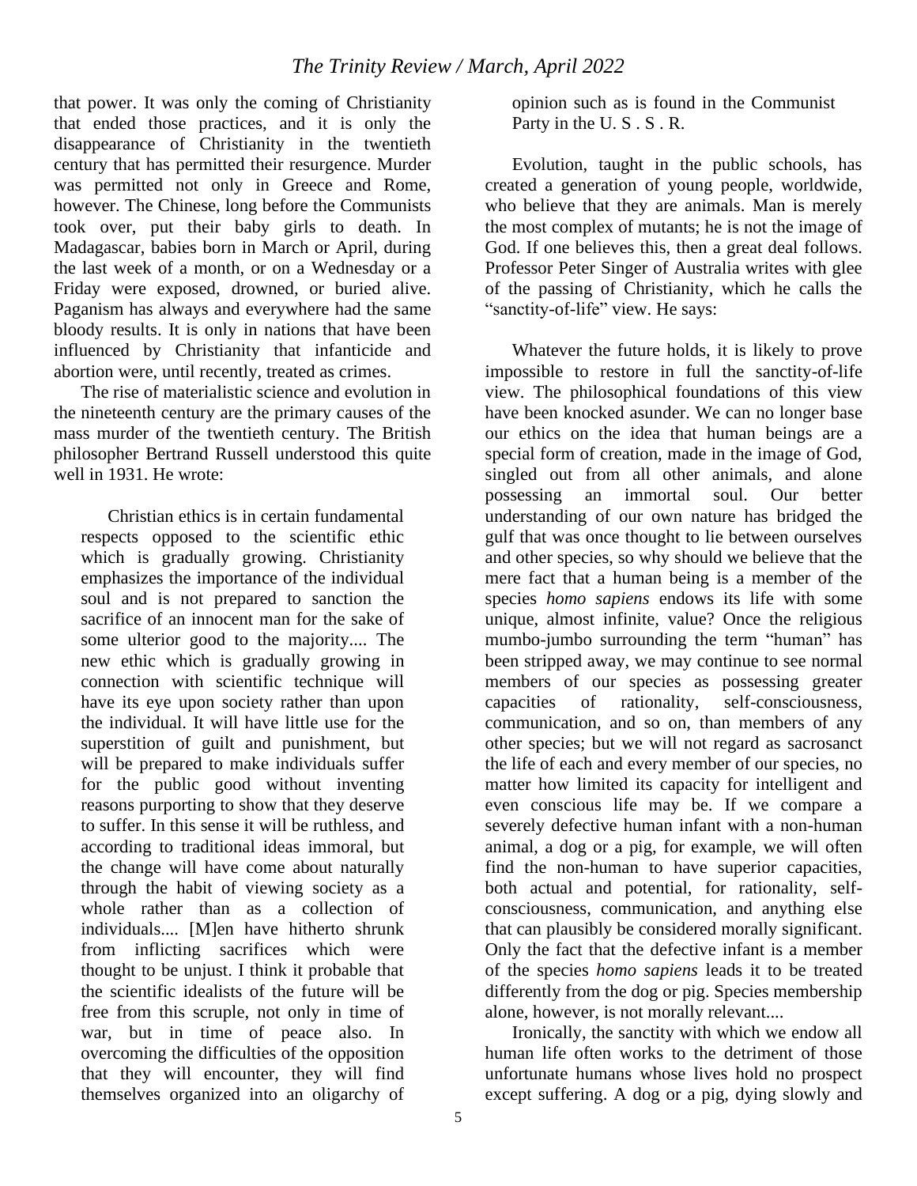that power. It was only the coming of Christianity that ended those practices, and it is only the disappearance of Christianity in the twentieth century that has permitted their resurgence. Murder was permitted not only in Greece and Rome, however. The Chinese, long before the Communists took over, put their baby girls to death. In Madagascar, babies born in March or April, during the last week of a month, or on a Wednesday or a Friday were exposed, drowned, or buried alive. Paganism has always and everywhere had the same bloody results. It is only in nations that have been influenced by Christianity that infanticide and abortion were, until recently, treated as crimes.

The rise of materialistic science and evolution in the nineteenth century are the primary causes of the mass murder of the twentieth century. The British philosopher Bertrand Russell understood this quite well in 1931. He wrote:

> Christian ethics is in certain fundamental respects opposed to the scientific ethic which is gradually growing. Christianity emphasizes the importance of the individual soul and is not prepared to sanction the sacrifice of an innocent man for the sake of some ulterior good to the majority.... The new ethic which is gradually growing in connection with scientific technique will have its eye upon society rather than upon the individual. It will have little use for the superstition of guilt and punishment, but will be prepared to make individuals suffer for the public good without inventing reasons purporting to show that they deserve to suffer. In this sense it will be ruthless, and according to traditional ideas immoral, but the change will have come about naturally through the habit of viewing society as a whole rather than as a collection of individuals.... [M]en have hitherto shrunk from inflicting sacrifices which were thought to be unjust. I think it probable that the scientific idealists of the future will be free from this scruple, not only in time of war, but in time of peace also. In overcoming the difficulties of the opposition that they will encounter, they will find themselves organized into an oligarchy of opinion such as is found in the Communist Party in the U. S . S . R.

Evolution, taught in the public schools, has created a generation of young people, worldwide, who believe that they are animals. Man is merely the most complex of mutants; he is not the image of God. If one believes this, then a great deal follows. Professor Peter Singer of Australia writes with glee of the passing of Christianity, which he calls the "sanctity-of-life" view. He says:

> Whatever the future holds, it is likely to prove impossible to restore in full the sanctity-of-life view. The philosophical foundations of this view have been knocked asunder. We can no longer base our ethics on the idea that human beings are a special form of creation, made in the image of God, singled out from all other animals, and alone possessing an immortal soul. Our better understanding of our own nature has bridged the gulf that was once thought to lie between ourselves and other species, so why should we believe that the mere fact that a human being is a member of the species *homo sapiens* endows its life with some unique, almost infinite, value? Once the religious mumbo-jumbo surrounding the term "human" has been stripped away, we may continue to see normal members of our species as possessing greater capacities of rationality, self-consciousness, communication, and so on, than members of any other species; but we will not regard as sacrosanct the life of each and every member of our species, no matter how limited its capacity for intelligent and even conscious life may be. If we compare a severely defective human infant with a non-human animal, a dog or a pig, for example, we will often find the non-human to have superior capacities, both actual and potential, for rationality, self-consciousness, communication, and anything else that can plausibly be considered morally significant. Only the fact that the defective infant is a member of the species *homo sapiens* leads it to be treated differently from the dog or pig. Species membership alone, however, is not morally relevant....
>
> Ironically, the sanctity with which we endow all human life often works to the detriment of those unfortunate humans whose lives hold no prospect except suffering. A dog or a pig, dying slowly and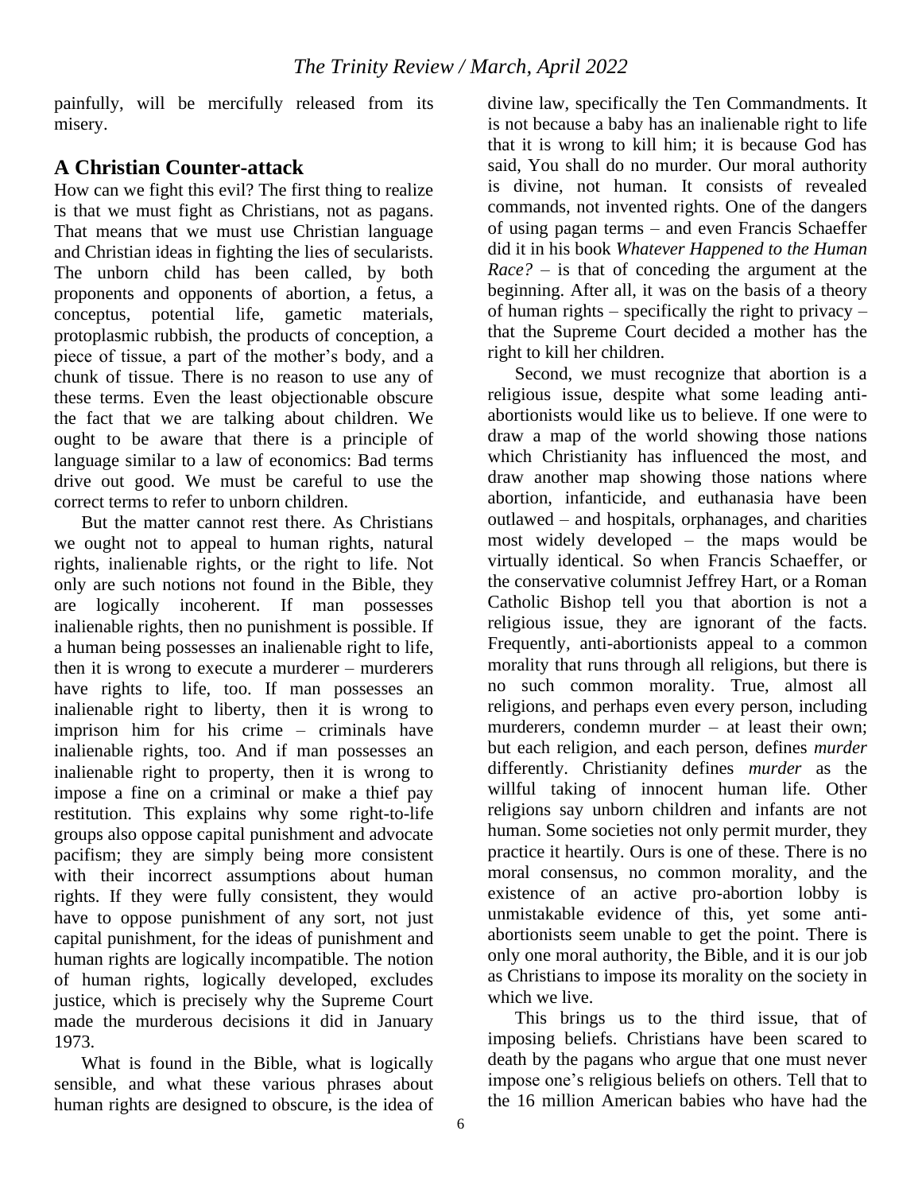painfully, will be mercifully released from its misery.

## A Christian Counter-attack

How can we fight this evil? The first thing to realize is that we must fight as Christians, not as pagans. That means that we must use Christian language and Christian ideas in fighting the lies of secularists. The unborn child has been called, by both proponents and opponents of abortion, a fetus, a conceptus, potential life, gametic materials, protoplasmic rubbish, the products of conception, a piece of tissue, a part of the mother's body, and a chunk of tissue. There is no reason to use any of these terms. Even the least objectionable obscure the fact that we are talking about children. We ought to be aware that there is a principle of language similar to a law of economics: Bad terms drive out good. We must be careful to use the correct terms to refer to unborn children.

But the matter cannot rest there. As Christians we ought not to appeal to human rights, natural rights, inalienable rights, or the right to life. Not only are such notions not found in the Bible, they are logically incoherent. If man possesses inalienable rights, then no punishment is possible. If a human being possesses an inalienable right to life, then it is wrong to execute a murderer – murderers have rights to life, too. If man possesses an inalienable right to liberty, then it is wrong to imprison him for his crime – criminals have inalienable rights, too. And if man possesses an inalienable right to property, then it is wrong to impose a fine on a criminal or make a thief pay restitution. This explains why some right-to-life groups also oppose capital punishment and advocate pacifism; they are simply being more consistent with their incorrect assumptions about human rights. If they were fully consistent, they would have to oppose punishment of any sort, not just capital punishment, for the ideas of punishment and human rights are logically incompatible. The notion of human rights, logically developed, excludes justice, which is precisely why the Supreme Court made the murderous decisions it did in January 1973.

What is found in the Bible, what is logically sensible, and what these various phrases about human rights are designed to obscure, is the idea of divine law, specifically the Ten Commandments. It is not because a baby has an inalienable right to life that it is wrong to kill him; it is because God has said, You shall do no murder. Our moral authority is divine, not human. It consists of revealed commands, not invented rights. One of the dangers of using pagan terms – and even Francis Schaeffer did it in his book *Whatever Happened to the Human Race?* – is that of conceding the argument at the beginning. After all, it was on the basis of a theory of human rights – specifically the right to privacy – that the Supreme Court decided a mother has the right to kill her children.

Second, we must recognize that abortion is a religious issue, despite what some leading anti-abortionists would like us to believe. If one were to draw a map of the world showing those nations which Christianity has influenced the most, and draw another map showing those nations where abortion, infanticide, and euthanasia have been outlawed – and hospitals, orphanages, and charities most widely developed – the maps would be virtually identical. So when Francis Schaeffer, or the conservative columnist Jeffrey Hart, or a Roman Catholic Bishop tell you that abortion is not a religious issue, they are ignorant of the facts. Frequently, anti-abortionists appeal to a common morality that runs through all religions, but there is no such common morality. True, almost all religions, and perhaps even every person, including murderers, condemn murder – at least their own; but each religion, and each person, defines *murder* differently. Christianity defines *murder* as the willful taking of innocent human life. Other religions say unborn children and infants are not human. Some societies not only permit murder, they practice it heartily. Ours is one of these. There is no moral consensus, no common morality, and the existence of an active pro-abortion lobby is unmistakable evidence of this, yet some anti-abortionists seem unable to get the point. There is only one moral authority, the Bible, and it is our job as Christians to impose its morality on the society in which we live.

This brings us to the third issue, that of imposing beliefs. Christians have been scared to death by the pagans who argue that one must never impose one's religious beliefs on others. Tell that to the 16 million American babies who have had the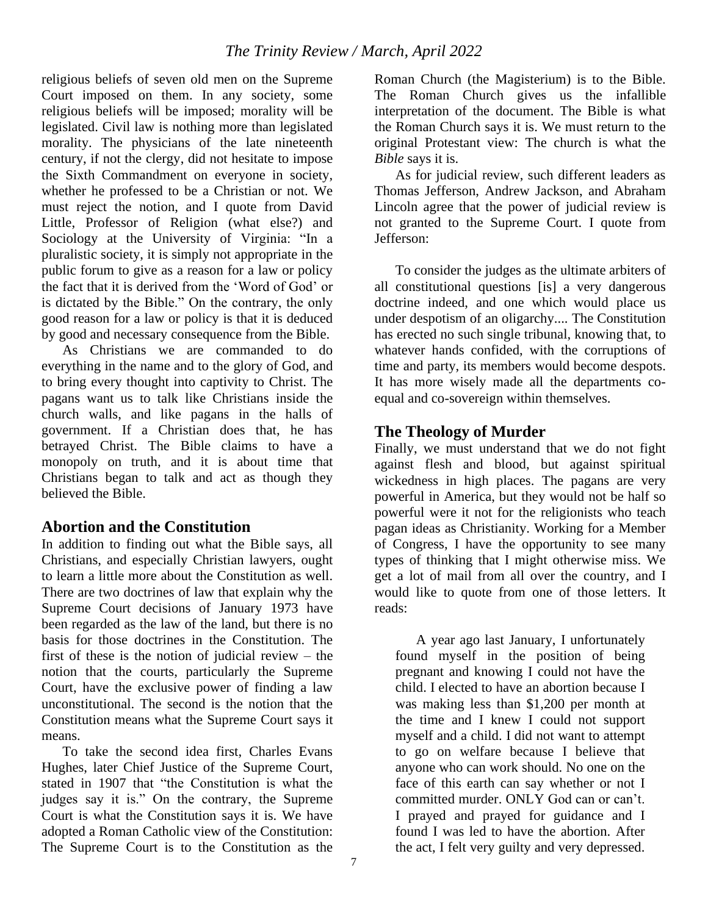religious beliefs of seven old men on the Supreme Court imposed on them. In any society, some religious beliefs will be imposed; morality will be legislated. Civil law is nothing more than legislated morality. The physicians of the late nineteenth century, if not the clergy, did not hesitate to impose the Sixth Commandment on everyone in society, whether he professed to be a Christian or not. We must reject the notion, and I quote from David Little, Professor of Religion (what else?) and Sociology at the University of Virginia: "In a pluralistic society, it is simply not appropriate in the public forum to give as a reason for a law or policy the fact that it is derived from the 'Word of God' or is dictated by the Bible." On the contrary, the only good reason for a law or policy is that it is deduced by good and necessary consequence from the Bible.

As Christians we are commanded to do everything in the name and to the glory of God, and to bring every thought into captivity to Christ. The pagans want us to talk like Christians inside the church walls, and like pagans in the halls of government. If a Christian does that, he has betrayed Christ. The Bible claims to have a monopoly on truth, and it is about time that Christians began to talk and act as though they believed the Bible.

## Abortion and the Constitution

In addition to finding out what the Bible says, all Christians, and especially Christian lawyers, ought to learn a little more about the Constitution as well. There are two doctrines of law that explain why the Supreme Court decisions of January 1973 have been regarded as the law of the land, but there is no basis for those doctrines in the Constitution. The first of these is the notion of judicial review – the notion that the courts, particularly the Supreme Court, have the exclusive power of finding a law unconstitutional. The second is the notion that the Constitution means what the Supreme Court says it means.

To take the second idea first, Charles Evans Hughes, later Chief Justice of the Supreme Court, stated in 1907 that "the Constitution is what the judges say it is." On the contrary, the Supreme Court is what the Constitution says it is. We have adopted a Roman Catholic view of the Constitution: The Supreme Court is to the Constitution as the Roman Church (the Magisterium) is to the Bible. The Roman Church gives us the infallible interpretation of the document. The Bible is what the Roman Church says it is. We must return to the original Protestant view: The church is what the *Bible* says it is.

As for judicial review, such different leaders as Thomas Jefferson, Andrew Jackson, and Abraham Lincoln agree that the power of judicial review is not granted to the Supreme Court. I quote from Jefferson:

> To consider the judges as the ultimate arbiters of all constitutional questions [is] a very dangerous doctrine indeed, and one which would place us under despotism of an oligarchy.... The Constitution has erected no such single tribunal, knowing that, to whatever hands confided, with the corruptions of time and party, its members would become despots. It has more wisely made all the departments co-equal and co-sovereign within themselves.

## The Theology of Murder

Finally, we must understand that we do not fight against flesh and blood, but against spiritual wickedness in high places. The pagans are very powerful in America, but they would not be half so powerful were it not for the religionists who teach pagan ideas as Christianity. Working for a Member of Congress, I have the opportunity to see many types of thinking that I might otherwise miss. We get a lot of mail from all over the country, and I would like to quote from one of those letters. It reads:

> A year ago last January, I unfortunately found myself in the position of being pregnant and knowing I could not have the child. I elected to have an abortion because I was making less than $1,200 per month at the time and I knew I could not support myself and a child. I did not want to attempt to go on welfare because I believe that anyone who can work should. No one on the face of this earth can say whether or not I committed murder. ONLY God can or can't. I prayed and prayed for guidance and I found I was led to have the abortion. After the act, I felt very guilty and very depressed.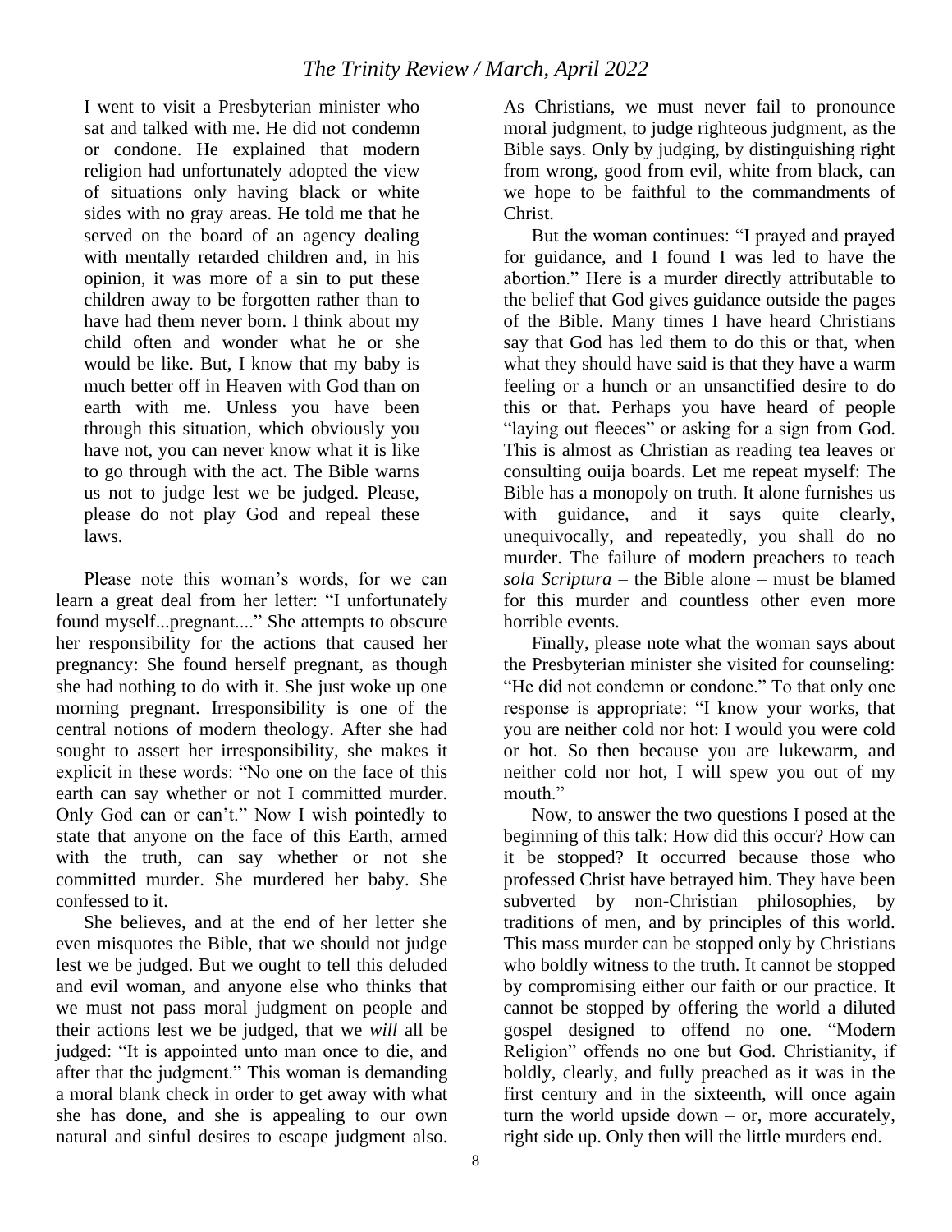I went to visit a Presbyterian minister who sat and talked with me. He did not condemn or condone. He explained that modern religion had unfortunately adopted the view of situations only having black or white sides with no gray areas. He told me that he served on the board of an agency dealing with mentally retarded children and, in his opinion, it was more of a sin to put these children away to be forgotten rather than to have had them never born. I think about my child often and wonder what he or she would be like. But, I know that my baby is much better off in Heaven with God than on earth with me. Unless you have been through this situation, which obviously you have not, you can never know what it is like to go through with the act. The Bible warns us not to judge lest we be judged. Please, please do not play God and repeal these laws.

Please note this woman's words, for we can learn a great deal from her letter: "I unfortunately found myself...pregnant...." She attempts to obscure her responsibility for the actions that caused her pregnancy: She found herself pregnant, as though she had nothing to do with it. She just woke up one morning pregnant. Irresponsibility is one of the central notions of modern theology. After she had sought to assert her irresponsibility, she makes it explicit in these words: "No one on the face of this earth can say whether or not I committed murder. Only God can or can't." Now I wish pointedly to state that anyone on the face of this Earth, armed with the truth, can say whether or not she committed murder. She murdered her baby. She confessed to it.

She believes, and at the end of her letter she even misquotes the Bible, that we should not judge lest we be judged. But we ought to tell this deluded and evil woman, and anyone else who thinks that we must not pass moral judgment on people and their actions lest we be judged, that we *will* all be judged: "It is appointed unto man once to die, and after that the judgment." This woman is demanding a moral blank check in order to get away with what she has done, and she is appealing to our own natural and sinful desires to escape judgment also. As Christians, we must never fail to pronounce moral judgment, to judge righteous judgment, as the Bible says. Only by judging, by distinguishing right from wrong, good from evil, white from black, can we hope to be faithful to the commandments of Christ.

But the woman continues: "I prayed and prayed for guidance, and I found I was led to have the abortion." Here is a murder directly attributable to the belief that God gives guidance outside the pages of the Bible. Many times I have heard Christians say that God has led them to do this or that, when what they should have said is that they have a warm feeling or a hunch or an unsanctified desire to do this or that. Perhaps you have heard of people "laying out fleeces" or asking for a sign from God. This is almost as Christian as reading tea leaves or consulting ouija boards. Let me repeat myself: The Bible has a monopoly on truth. It alone furnishes us with guidance, and it says quite clearly, unequivocally, and repeatedly, you shall do no murder. The failure of modern preachers to teach *sola Scriptura* – the Bible alone – must be blamed for this murder and countless other even more horrible events.

Finally, please note what the woman says about the Presbyterian minister she visited for counseling: "He did not condemn or condone." To that only one response is appropriate: "I know your works, that you are neither cold nor hot: I would you were cold or hot. So then because you are lukewarm, and neither cold nor hot, I will spew you out of my mouth."

Now, to answer the two questions I posed at the beginning of this talk: How did this occur? How can it be stopped? It occurred because those who professed Christ have betrayed him. They have been subverted by non-Christian philosophies, by traditions of men, and by principles of this world. This mass murder can be stopped only by Christians who boldly witness to the truth. It cannot be stopped by compromising either our faith or our practice. It cannot be stopped by offering the world a diluted gospel designed to offend no one. "Modern Religion" offends no one but God. Christianity, if boldly, clearly, and fully preached as it was in the first century and in the sixteenth, will once again turn the world upside down – or, more accurately, right side up. Only then will the little murders end.